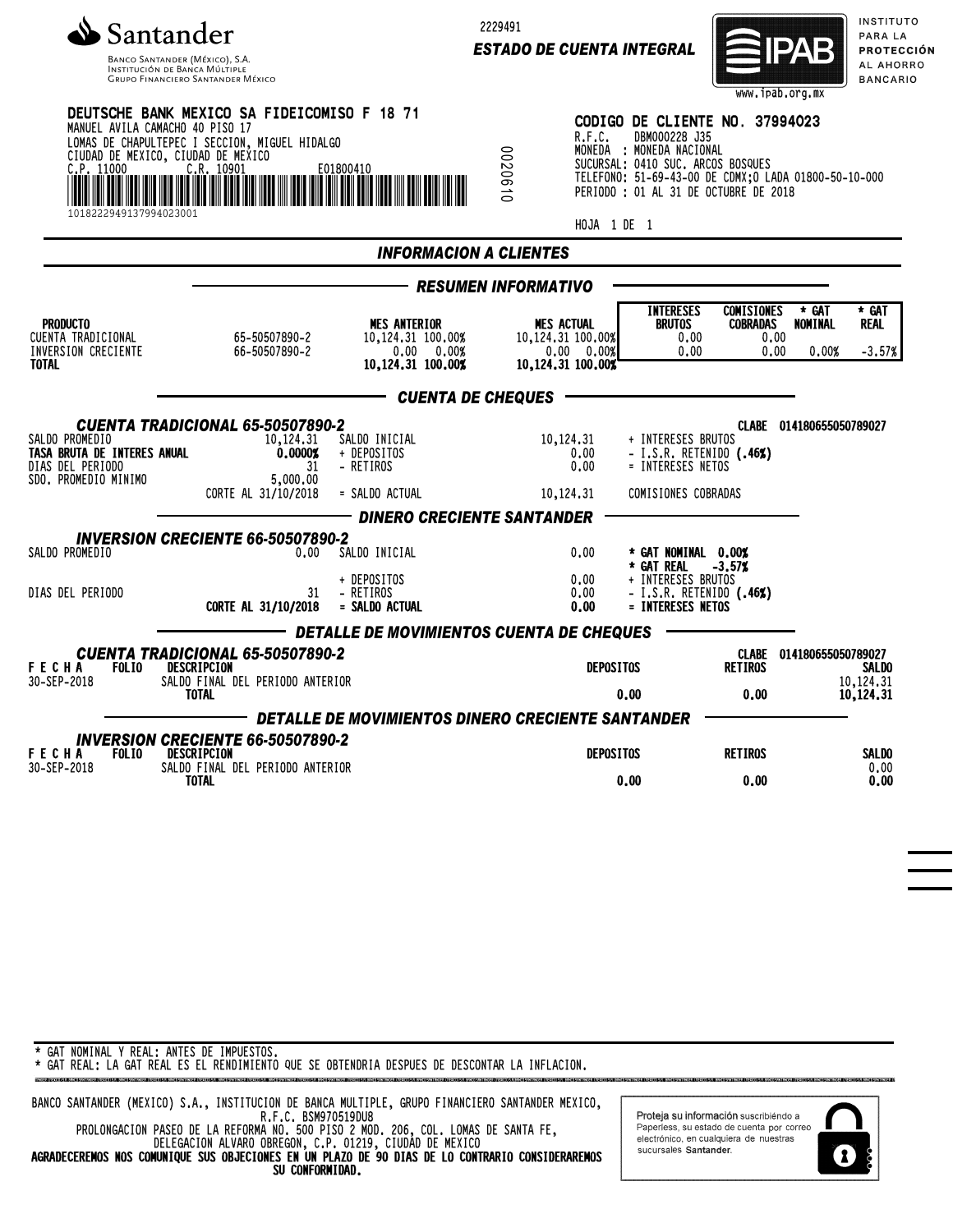**Santander**

Banco Santander (México), S.A.
Institución de Banca Múltiple
Grupo Financiero Santander México

2229491

**ESTADO DE CUENTA INTEGRAL**

IPAB — INSTITUTO PARA LA PROTECCIÓN AL AHORRO BANCARIO
www.ipab.org.mx

**DEUTSCHE BANK MEXICO SA FIDEICOMISO F 18 71**
MANUEL AVILA CAMACHO 40 PISO 17
LOMAS DE CHAPULTEPEC I SECCION, MIGUEL HIDALGO
CIUDAD DE MEXICO, CIUDAD DE MEXICO
C.P. 11000 C.R. 10901 E01800410
1018222949137994023001

0020610

**CODIGO DE CLIENTE NO. 37994023**
R.F.C. DBM000228 J35
MONEDA : MONEDA NACIONAL
SUCURSAL: 0410 SUC. ARCOS BOSQUES
TELEFONO: 51-69-43-00 DE CDMX;O LADA 01800-50-10-000
PERIODO : 01 AL 31 DE OCTUBRE DE 2018

HOJA 1 DE 1

## INFORMACION A CLIENTES

### RESUMEN INFORMATIVO

| PRODUCTO | | MES ANTERIOR | MES ACTUAL | INTERESES BRUTOS | COMISIONES COBRADAS | * GAT NOMINAL | * GAT REAL |
|---|---|---|---|---|---|---|---|
| CUENTA TRADICIONAL | 65-50507890-2 | 10,124.31 100.00% | 10,124.31 100.00% | 0.00 | 0.00 | | |
| INVERSION CRECIENTE | 66-50507890-2 | 0.00 0.00% | 0.00 0.00% | 0.00 | 0.00 | 0.00% | -3.57% |
| **TOTAL** | | **10,124.31 100.00%** | **10,124.31 100.00%** | | | | |

### CUENTA DE CHEQUES

***CUENTA TRADICIONAL 65-50507890-2*** — CLABE 014180655050789027

| | | | | |
|---|---|---|---|---|
| SALDO PROMEDIO | 10,124.31 | SALDO INICIAL | 10,124.31 | + INTERESES BRUTOS |
| **TASA BRUTA DE INTERES ANUAL** | **0.0000%** | + DEPOSITOS | 0.00 | - I.S.R. RETENIDO **(.46%)** |
| DIAS DEL PERIODO | 31 | - RETIROS | 0.00 | = INTERESES NETOS |
| SDO. PROMEDIO MINIMO | 5,000.00 | | | |
| | CORTE AL 31/10/2018 | = SALDO ACTUAL | 10,124.31 | COMISIONES COBRADAS |

### DINERO CRECIENTE SANTANDER

***INVERSION CRECIENTE 66-50507890-2***

| | | | | |
|---|---|---|---|---|
| SALDO PROMEDIO | 0.00 | SALDO INICIAL | 0.00 | **\* GAT NOMINAL 0.00%** |
| | | | | **\* GAT REAL -3.57%** |
| | | + DEPOSITOS | 0.00 | + INTERESES BRUTOS |
| DIAS DEL PERIODO | 31 | - RETIROS | 0.00 | - I.S.R. RETENIDO **(.46%)** |
| | **CORTE AL 31/10/2018** | **= SALDO ACTUAL** | **0.00** | **= INTERESES NETOS** |

### DETALLE DE MOVIMIENTOS CUENTA DE CHEQUES

***CUENTA TRADICIONAL 65-50507890-2*** — CLABE 014180655050789027

| FECHA | FOLIO | DESCRIPCION | DEPOSITOS | RETIROS | SALDO |
|---|---|---|---|---|---|
| 30-SEP-2018 | | SALDO FINAL DEL PERIODO ANTERIOR | | | 10,124.31 |
| | | **TOTAL** | **0.00** | **0.00** | **10,124.31** |

### DETALLE DE MOVIMIENTOS DINERO CRECIENTE SANTANDER

***INVERSION CRECIENTE 66-50507890-2***

| FECHA | FOLIO | DESCRIPCION | DEPOSITOS | RETIROS | SALDO |
|---|---|---|---|---|---|
| 30-SEP-2018 | | SALDO FINAL DEL PERIODO ANTERIOR | | | 0.00 |
| | | **TOTAL** | **0.00** | **0.00** | **0.00** |

\* GAT NOMINAL Y REAL: ANTES DE IMPUESTOS.
\* GAT REAL: LA GAT REAL ES EL RENDIMIENTO QUE SE OBTENDRIA DESPUES DE DESCONTAR LA INFLACION.

BANCO SANTANDER (MEXICO) S.A., INSTITUCION DE BANCA MULTIPLE, GRUPO FINANCIERO SANTANDER MEXICO,
R.F.C. BSM970519DU8
PROLONGACION PASEO DE LA REFORMA NO. 500 PISO 2 MOD. 206, COL. LOMAS DE SANTA FE,
DELEGACION ALVARO OBREGON, C.P. 01219, CIUDAD DE MEXICO
**AGRADECEREMOS NOS COMUNIQUE SUS OBJECIONES EN UN PLAZO DE 90 DIAS DE LO CONTRARIO CONSIDERAREMOS SU CONFORMIDAD.**

Proteja su información suscribiéndo a Paperless, su estado de cuenta por correo electrónico, en cualquiera de nuestras sucursales Santander.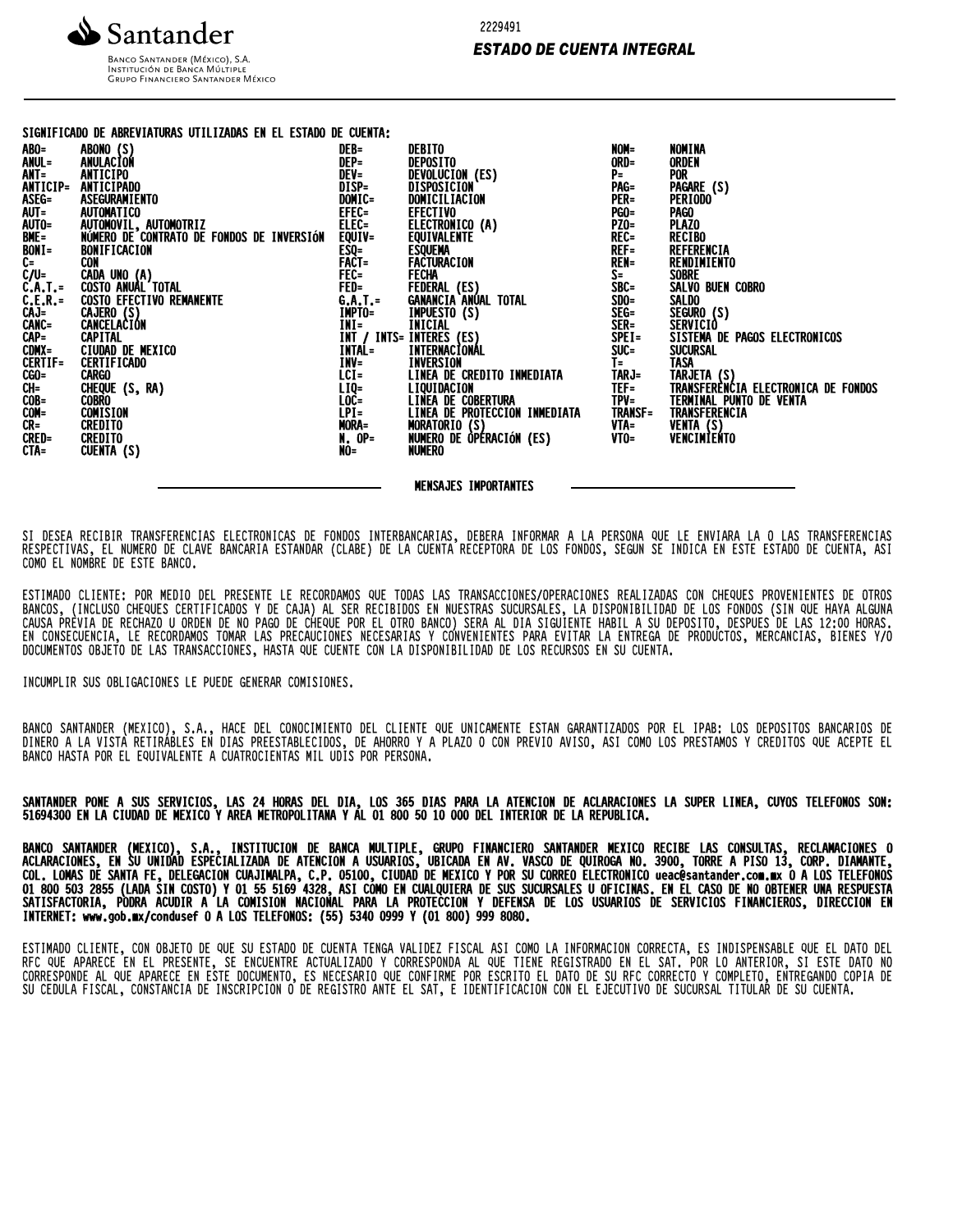Santander

Banco Santander (México), S.A.
Institución de Banca Múltiple
Grupo Financiero Santander México

2229491

***ESTADO DE CUENTA INTEGRAL***

**SIGNIFICADO DE ABREVIATURAS UTILIZADAS EN EL ESTADO DE CUENTA:**

| | | | | | |
|---|---|---|---|---|---|
| ABO= | ABONO (S) | DEB= | DEBITO | NOM= | NOMINA |
| ANUL= | ANULACIÓN | DEP= | DEPOSITO | ORD= | ORDEN |
| ANT= | ANTICIPO | DEV= | DEVOLUCION (ES) | P= | POR |
| ANTICIP= | ANTICIPADO | DISP= | DISPOSICION | PAG= | PAGARE (S) |
| ASEG= | ASEGURAMIENTO | DOMIC= | DOMICILIACION | PER= | PERIODO |
| AUT= | AUTOMATICO | EFEC= | EFECTIVO | PGO= | PAGO |
| AUTO= | AUTOMOVIL, AUTOMOTRIZ | ELEC= | ELECTRONICO (A) | PZO= | PLAZO |
| BME= | NÚMERO DE CONTRATO DE FONDOS DE INVERSIóN | EQUIV= | EQUIVALENTE | REC= | RECIBO |
| BONI= | BONIFICACION | ESQ= | ESQUEMA | REF= | REFERENCIA |
| C= | CON | FACT= | FACTURACION | REN= | RENDIMIENTO |
| C/U= | CADA UNO (A) | FEC= | FECHA | S= | SOBRE |
| C.A.T.= | COSTO ANUAL TOTAL | FED= | FEDERAL (ES) | SBC= | SALVO BUEN COBRO |
| C.E.R.= | COSTO EFECTIVO REMANENTE | G.A.T.= | GANANCIA ANUAL TOTAL | SDO= | SALDO |
| CAJ= | CAJERO (S) | IMPTO= | IMPUESTO (S) | SEG= | SEGURO (S) |
| CANC= | CANCELACIÓN | INI= | INICIAL | SER= | SERVICIO |
| CAP= | CAPITAL | INT / INTS= | INTERES (ES) | SPEI= | SISTEMA DE PAGOS ELECTRONICOS |
| CDMX= | CIUDAD DE MEXICO | INTAL= | INTERNACIONAL | SUC= | SUCURSAL |
| CERTIF= | CERTIFICADO | INV= | INVERSION | T= | TASA |
| CGO= | CARGO | LCI= | LINEA DE CREDITO INMEDIATA | TARJ= | TARJETA (S) |
| CH= | CHEQUE (S, RA) | LIQ= | LIQUIDACION | TEF= | TRANSFERENCIA ELECTRONICA DE FONDOS |
| COB= | COBRO | LOC= | LINEA DE COBERTURA | TPV= | TERMINAL PUNTO DE VENTA |
| COM= | COMISION | LPI= | LINEA DE PROTECCION INMEDIATA | TRANSF= | TRANSFERENCIA |
| CR= | CREDITO | MORA= | MORATORIO (S) | VTA= | VENTA (S) |
| CRED= | CREDITO | N. OP= | NUMERO DE OPERACIÓN (ES) | VTO= | VENCIMIENTO |
| CTA= | CUENTA (S) | NO= | NUMERO | | |

## MENSAJES IMPORTANTES

SI DESEA RECIBIR TRANSFERENCIAS ELECTRONICAS DE FONDOS INTERBANCARIAS, DEBERA INFORMAR A LA PERSONA QUE LE ENVIARA LA O LAS TRANSFERENCIAS RESPECTIVAS, EL NUMERO DE CLAVE BANCARIA ESTANDAR (CLABE) DE LA CUENTA RECEPTORA DE LOS FONDOS, SEGUN SE INDICA EN ESTE ESTADO DE CUENTA, ASI COMO EL NOMBRE DE ESTE BANCO.

ESTIMADO CLIENTE: POR MEDIO DEL PRESENTE LE RECORDAMOS QUE TODAS LAS TRANSACCIONES/OPERACIONES REALIZADAS CON CHEQUES PROVENIENTES DE OTROS BANCOS, (INCLUSO CHEQUES CERTIFICADOS Y DE CAJA) AL SER RECIBIDOS EN NUESTRAS SUCURSALES, LA DISPONIBILIDAD DE LOS FONDOS (SIN QUE HAYA ALGUNA CAUSA PREVIA DE RECHAZO U ORDEN DE NO PAGO DE CHEQUE POR EL OTRO BANCO) SERA AL DIA SIGUIENTE HABIL A SU DEPOSITO, DESPUES DE LAS 12:00 HORAS. EN CONSECUENCIA, LE RECORDAMOS TOMAR LAS PRECAUCIONES NECESARIAS Y CONVENIENTES PARA EVITAR LA ENTREGA DE PRODUCTOS, MERCANCIAS, BIENES Y/O DOCUMENTOS OBJETO DE LAS TRANSACCIONES, HASTA QUE CUENTE CON LA DISPONIBILIDAD DE LOS RECURSOS EN SU CUENTA.

INCUMPLIR SUS OBLIGACIONES LE PUEDE GENERAR COMISIONES.

BANCO SANTANDER (MEXICO), S.A., HACE DEL CONOCIMIENTO DEL CLIENTE QUE UNICAMENTE ESTAN GARANTIZADOS POR EL IPAB: LOS DEPOSITOS BANCARIOS DE DINERO A LA VISTA RETIRABLES EN DIAS PREESTABLECIDOS, DE AHORRO Y A PLAZO O CON PREVIO AVISO, ASI COMO LOS PRESTAMOS Y CREDITOS QUE ACEPTE EL BANCO HASTA POR EL EQUIVALENTE A CUATROCIENTAS MIL UDIS POR PERSONA.

**SANTANDER PONE A SUS SERVICIOS, LAS 24 HORAS DEL DIA, LOS 365 DIAS PARA LA ATENCION DE ACLARACIONES LA SUPER LINEA, CUYOS TELEFONOS SON: 51694300 EN LA CIUDAD DE MEXICO Y AREA METROPOLITANA Y AL 01 800 50 10 000 DEL INTERIOR DE LA REPUBLICA.**

**BANCO SANTANDER (MEXICO), S.A., INSTITUCION DE BANCA MULTIPLE, GRUPO FINANCIERO SANTANDER MEXICO RECIBE LAS CONSULTAS, RECLAMACIONES O ACLARACIONES, EN SU UNIDAD ESPECIALIZADA DE ATENCION A USUARIOS, UBICADA EN AV. VASCO DE QUIROGA NO. 3900, TORRE A PISO 13, CORP. DIAMANTE, COL. LOMAS DE SANTA FE, DELEGACION CUAJIMALPA, C.P. 05100, CIUDAD DE MEXICO Y POR SU CORREO ELECTRONICO ueac@santander.com.mx O A LOS TELEFONOS 01 800 503 2855 (LADA SIN COSTO) Y 01 55 5169 4328, ASI COMO EN CUALQUIERA DE SUS SUCURSALES U OFICINAS. EN EL CASO DE NO OBTENER UNA RESPUESTA SATISFACTORIA, PODRA ACUDIR A LA COMISION NACIONAL PARA LA PROTECCION Y DEFENSA DE LOS USUARIOS DE SERVICIOS FINANCIEROS, DIRECCION EN INTERNET: www.gob.mx/condusef O A LOS TELEFONOS: (55) 5340 0999 Y (01 800) 999 8080.**

ESTIMADO CLIENTE, CON OBJETO DE QUE SU ESTADO DE CUENTA TENGA VALIDEZ FISCAL ASI COMO LA INFORMACION CORRECTA, ES INDISPENSABLE QUE EL DATO DEL RFC QUE APARECE EN EL PRESENTE, SE ENCUENTRE ACTUALIZADO Y CORRESPONDA AL QUE TIENE REGISTRADO EN EL SAT. POR LO ANTERIOR, SI ESTE DATO NO CORRESPONDE AL QUE APARECE EN ESTE DOCUMENTO, ES NECESARIO QUE CONFIRME POR ESCRITO EL DATO DE SU RFC CORRECTO Y COMPLETO, ENTREGANDO COPIA DE SU CEDULA FISCAL, CONSTANCIA DE INSCRIPCION O DE REGISTRO ANTE EL SAT, E IDENTIFICACION CON EL EJECUTIVO DE SUCURSAL TITULAR DE SU CUENTA.